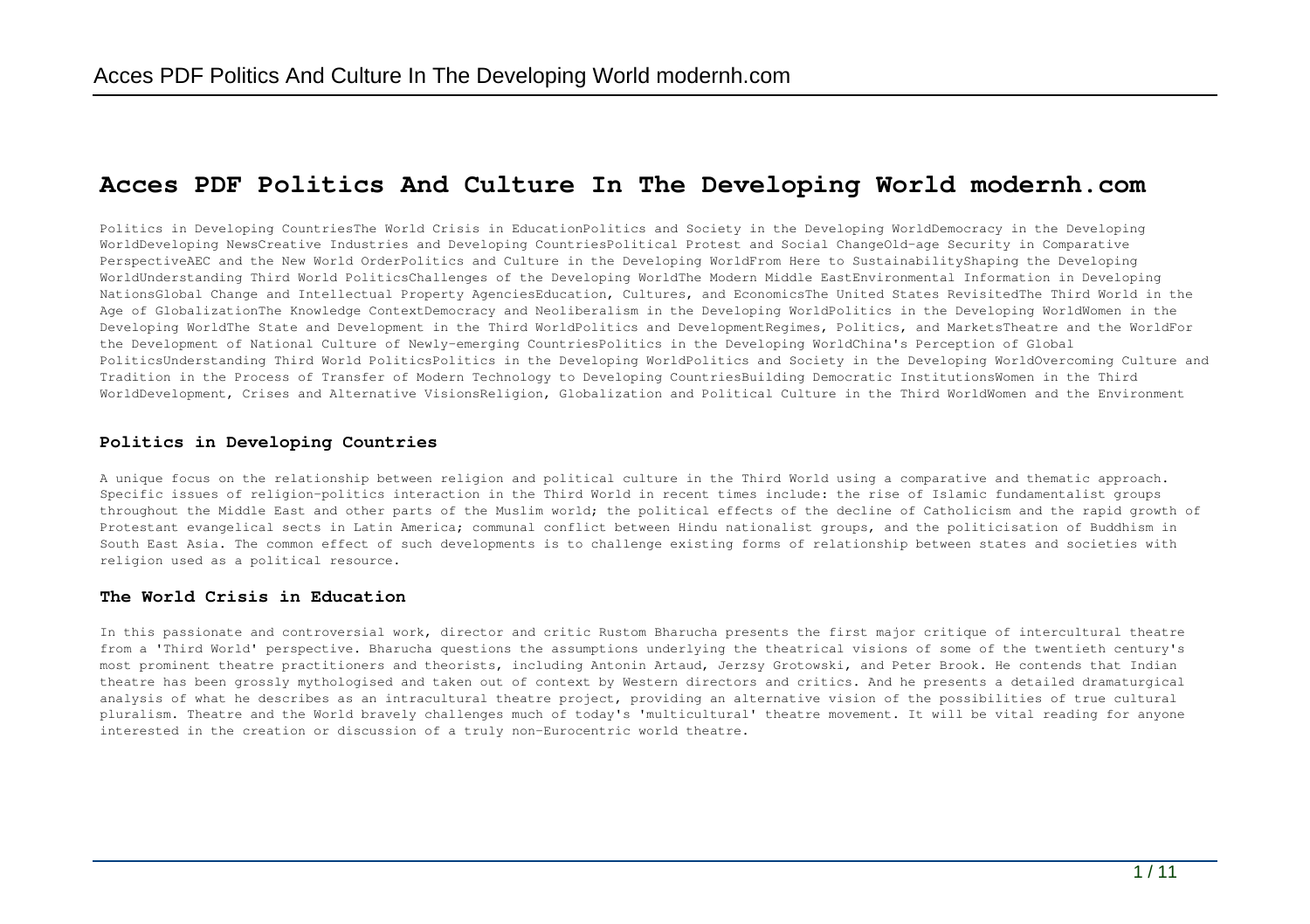# Acces PDF Politics And Culture In The Developing World modernh.com

Politics in Developing CountriesThe World Crisis in EducationPolitics and Society in the Developing WorldDemocracy in the Developing WorldDeveloping NewsCreative Industries and Developing CountriesPolitical Protest and Social ChangeOld-age Security in Comparative PerspectiveAEC and the New World OrderPolitics and Culture in the Developing WorldFrom Here to SustainabilityShaping the Developing WorldUnderstanding Third World PoliticsChallenges of the Developing WorldThe Modern Middle EastEnvironmental Information in Developing NationsGlobal Change and Intellectual Property AgenciesEducation, Cultures, and EconomicsThe United States RevisitedThe Third World in the Age of GlobalizationThe Knowledge ContextDemocracy and Neoliberalism in the Developing WorldPolitics in the Developing WorldWomen in the Developing WorldThe State and Development in the Third WorldPolitics and DevelopmentRegimes, Politics, and MarketsTheatre and the WorldFor the Development of National Culture of Newly-emerging CountriesPolitics in the Developing WorldChina's Perception of Global PoliticsUnderstanding Third World PoliticsPolitics in the Developing WorldPolitics and Society in the Developing WorldOvercoming Culture and Tradition in the Process of Transfer of Modern Technology to Developing CountriesBuilding Democratic InstitutionsWomen in the Third WorldDevelopment, Crises and Alternative VisionsReligion, Globalization and Political Culture in the Third WorldWomen and the Environment

### Politics in Developing Countries

A unique focus on the relationship between religion and political culture in the Third World using a comparative and thematic approach. Specific issues of religion-politics interaction in the Third World in recent times include: the rise of Islamic fundamentalist groups throughout the Middle East and other parts of the Muslim world; the political effects of the decline of Catholicism and the rapid growth of Protestant evangelical sects in Latin America; communal conflict between Hindu nationalist groups, and the politicisation of Buddhism in South East Asia. The common effect of such developments is to challenge existing forms of relationship between states and societies with religion used as a political resource.

### The World Crisis in Education

In this passionate and controversial work, director and critic Rustom Bharucha presents the first major critique of intercultural theatre from a 'Third World' perspective. Bharucha questions the assumptions underlying the theatrical visions of some of the twentieth century's most prominent theatre practitioners and theorists, including Antonin Artaud, Jerzsy Grotowski, and Peter Brook. He contends that Indian theatre has been grossly mythologised and taken out of context by Western directors and critics. And he presents a detailed dramaturgical analysis of what he describes as an intracultural theatre project, providing an alternative vision of the possibilities of true cultural pluralism. Theatre and the World bravely challenges much of today's 'multicultural' theatre movement. It will be vital reading for anyone interested in the creation or discussion of a truly non-Eurocentric world theatre.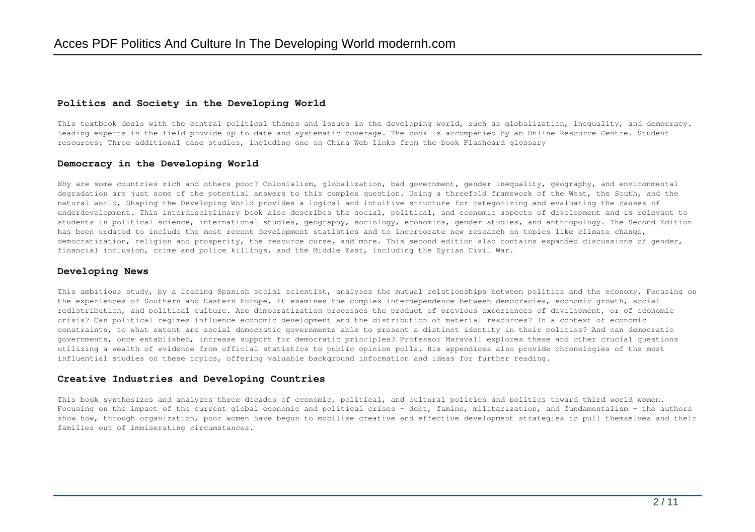## Politics and Society in the Developing World

This textbook deals with the central political themes and issues in the developing world, such as globalization, inequality, and democracy. Leading experts in the field provide up-to-date and systematic coverage. The book is accompanied by an Online Resource Centre. Student resources: Three additional case studies, including one on China Web links from the book Flashcard glossary

## Democracy in the Developing World

Why are some countries rich and others poor? Colonialism, globalization, bad government, gender inequality, geography, and environmental degradation are just some of the potential answers to this complex question. Using a threefold framework of the West, the South, and the natural world, Shaping the Developing World provides a logical and intuitive structure for categorizing and evaluating the causes of underdevelopment. This interdisciplinary book also describes the social, political, and economic aspects of development and is relevant to students in political science, international studies, geography, sociology, economics, gender studies, and anthropology. The Second Edition has been updated to include the most recent development statistics and to incorporate new research on topics like climate change, democratization, religion and prosperity, the resource curse, and more. This second edition also contains expanded discussions of gender, financial inclusion, crime and police killings, and the Middle East, including the Syrian Civil War.

## Developing News

This ambitious study, by a leading Spanish social scientist, analyses the mutual relationships between politics and the economy. Focusing on the experiences of Southern and Eastern Europe, it examines the complex interdependence between democracies, economic growth, social redistribution, and political culture. Are democratization processes the product of previous experiences of development, or of economic crisis? Can political regimes influence economic development and the distribution of material resources? In a context of economic constraints, to what extent are social democratic governments able to present a distinct identity in their policies? And can democratic governments, once established, increase support for democratic principles? Professor Maravall explores these and other crucial questions utilizing a wealth of evidence from official statistics to public opinion polls. His appendices also provide chronologies of the most influential studies on these topics, offering valuable background information and ideas for further reading.

## Creative Industries and Developing Countries

This book synthesizes and analyzes three decades of economic, political, and cultural policies and politics toward third world women. Focusing on the impact of the current global economic and political crises - debt, famine, militarization, and fundamentalism - the authors show how, through organization, poor women have begun to mobilize creative and effective development strategies to pull themselves and their families out of immiserating circumstances.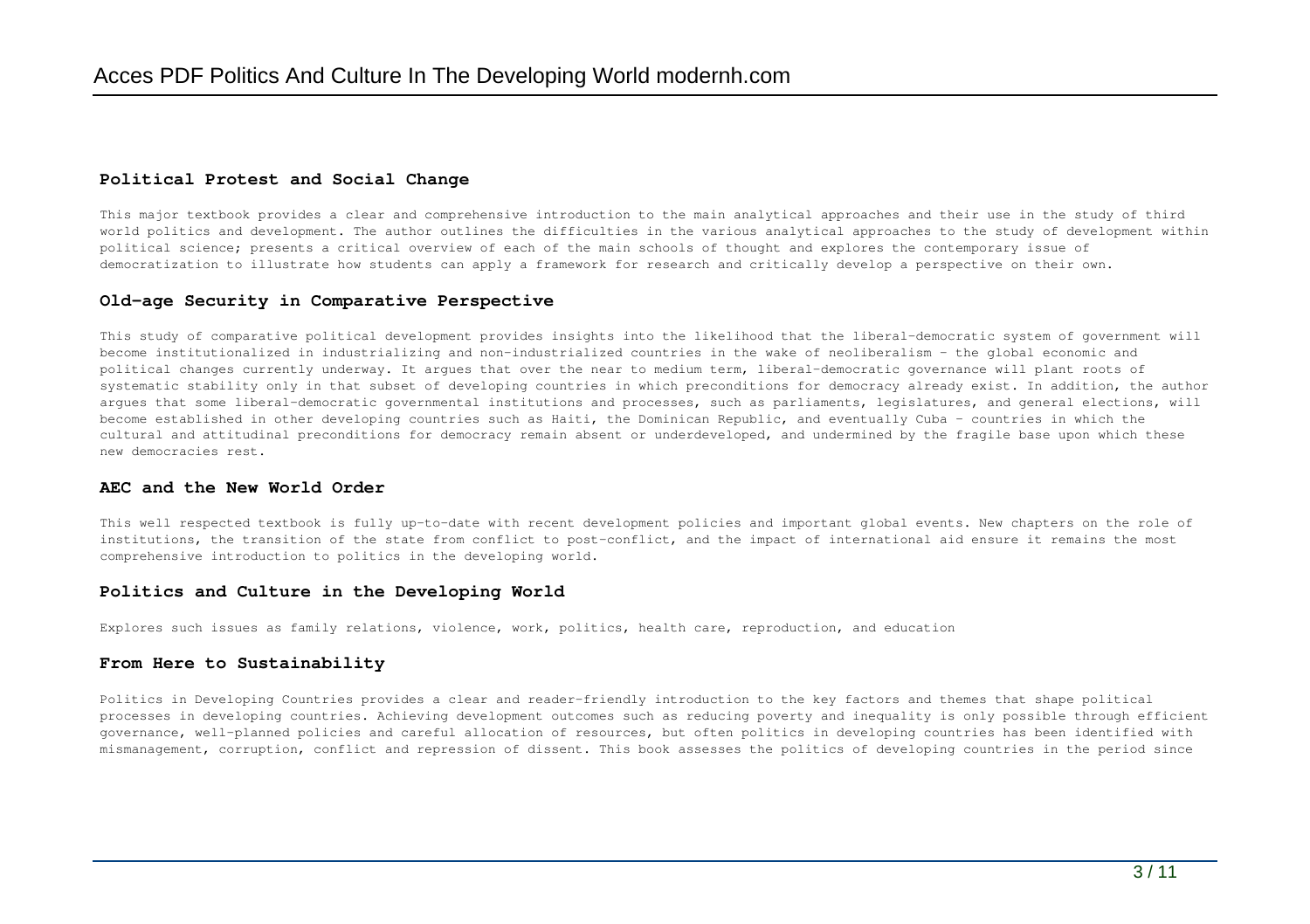### Political Protest and Social Change

This major textbook provides a clear and comprehensive introduction to the main analytical approaches and their use in the study of third world politics and development. The author outlines the difficulties in the various analytical approaches to the study of development within political science; presents a critical overview of each of the main schools of thought and explores the contemporary issue of democratization to illustrate how students can apply a framework for research and critically develop a perspective on their own.

### Old-age Security in Comparative Perspective

This study of comparative political development provides insights into the likelihood that the liberal-democratic system of government will become institutionalized in industrializing and non-industrialized countries in the wake of neoliberalism - the global economic and political changes currently underway. It argues that over the near to medium term, liberal-democratic governance will plant roots of systematic stability only in that subset of developing countries in which preconditions for democracy already exist. In addition, the author argues that some liberal-democratic governmental institutions and processes, such as parliaments, legislatures, and general elections, will become established in other developing countries such as Haiti, the Dominican Republic, and eventually Cuba - countries in which the cultural and attitudinal preconditions for democracy remain absent or underdeveloped, and undermined by the fragile base upon which these new democracies rest.

### AEC and the New World Order

This well respected textbook is fully up-to-date with recent development policies and important global events. New chapters on the role of institutions, the transition of the state from conflict to post-conflict, and the impact of international aid ensure it remains the most comprehensive introduction to politics in the developing world.

### Politics and Culture in the Developing World

Explores such issues as family relations, violence, work, politics, health care, reproduction, and education

### From Here to Sustainability

Politics in Developing Countries provides a clear and reader-friendly introduction to the key factors and themes that shape political processes in developing countries. Achieving development outcomes such as reducing poverty and inequality is only possible through efficient governance, well-planned policies and careful allocation of resources, but often politics in developing countries has been identified with mismanagement, corruption, conflict and repression of dissent. This book assesses the politics of developing countries in the period since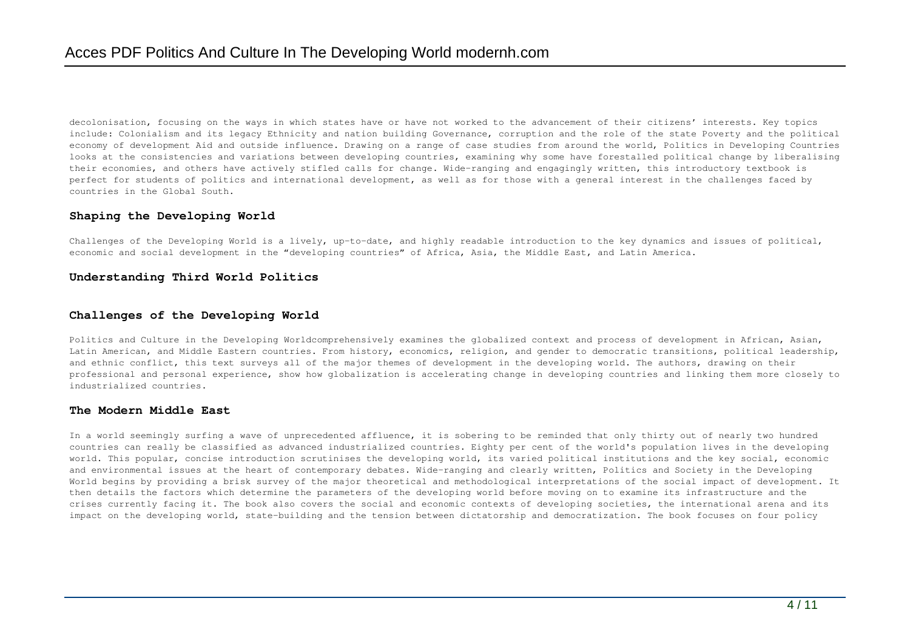decolonisation, focusing on the ways in which states have or have not worked to the advancement of their citizens' interests. Key topics include: Colonialism and its legacy Ethnicity and nation building Governance, corruption and the role of the state Poverty and the political economy of development Aid and outside influence. Drawing on a range of case studies from around the world, Politics in Developing Countries looks at the consistencies and variations between developing countries, examining why some have forestalled political change by liberalising their economies, and others have actively stifled calls for change. Wide-ranging and engagingly written, this introductory textbook is perfect for students of politics and international development, as well as for those with a general interest in the challenges faced by countries in the Global South.

## Shaping the Developing World

Challenges of the Developing World is a lively, up-to-date, and highly readable introduction to the key dynamics and issues of political, economic and social development in the "developing countries" of Africa, Asia, the Middle East, and Latin America.

## Understanding Third World Politics

## Challenges of the Developing World

Politics and Culture in the Developing Worldcomprehensively examines the globalized context and process of development in African, Asian, Latin American, and Middle Eastern countries. From history, economics, religion, and gender to democratic transitions, political leadership, and ethnic conflict, this text surveys all of the major themes of development in the developing world. The authors, drawing on their professional and personal experience, show how globalization is accelerating change in developing countries and linking them more closely to industrialized countries.

## The Modern Middle East

In a world seemingly surfing a wave of unprecedented affluence, it is sobering to be reminded that only thirty out of nearly two hundred countries can really be classified as advanced industrialized countries. Eighty per cent of the world's population lives in the developing world. This popular, concise introduction scrutinises the developing world, its varied political institutions and the key social, economic and environmental issues at the heart of contemporary debates. Wide-ranging and clearly written, Politics and Society in the Developing World begins by providing a brisk survey of the major theoretical and methodological interpretations of the social impact of development. It then details the factors which determine the parameters of the developing world before moving on to examine its infrastructure and the crises currently facing it. The book also covers the social and economic contexts of developing societies, the international arena and its impact on the developing world, state-building and the tension between dictatorship and democratization. The book focuses on four policy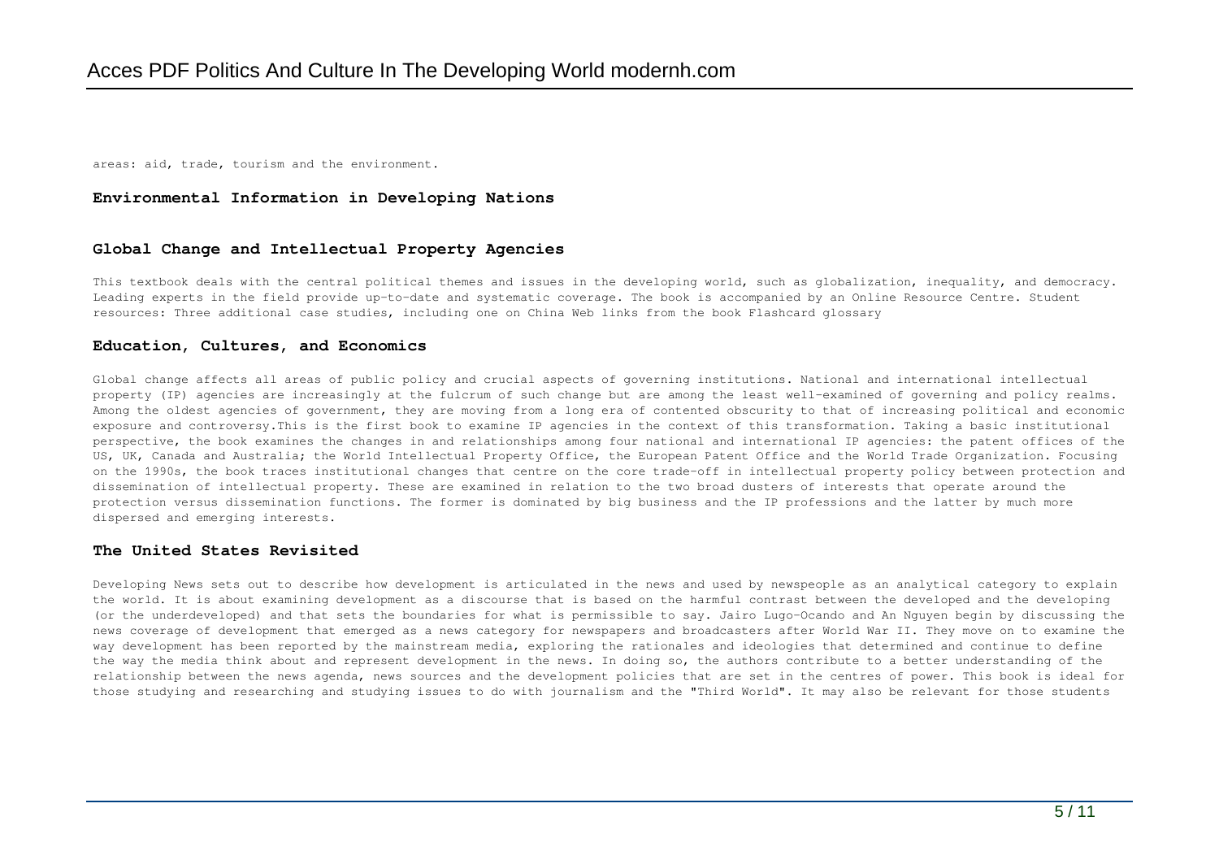areas: aid, trade, tourism and the environment.

### Environmental Information in Developing Nations

### Global Change and Intellectual Property Agencies

This textbook deals with the central political themes and issues in the developing world, such as globalization, inequality, and democracy. Leading experts in the field provide up-to-date and systematic coverage. The book is accompanied by an Online Resource Centre. Student resources: Three additional case studies, including one on China Web links from the book Flashcard glossary

### Education, Cultures, and Economics

Global change affects all areas of public policy and crucial aspects of governing institutions. National and international intellectual property (IP) agencies are increasingly at the fulcrum of such change but are among the least well-examined of governing and policy realms. Among the oldest agencies of government, they are moving from a long era of contented obscurity to that of increasing political and economic exposure and controversy.This is the first book to examine IP agencies in the context of this transformation. Taking a basic institutional perspective, the book examines the changes in and relationships among four national and international IP agencies: the patent offices of the US, UK, Canada and Australia; the World Intellectual Property Office, the European Patent Office and the World Trade Organization. Focusing on the 1990s, the book traces institutional changes that centre on the core trade-off in intellectual property policy between protection and dissemination of intellectual property. These are examined in relation to the two broad dusters of interests that operate around the protection versus dissemination functions. The former is dominated by big business and the IP professions and the latter by much more dispersed and emerging interests.

### The United States Revisited

Developing News sets out to describe how development is articulated in the news and used by newspeople as an analytical category to explain the world. It is about examining development as a discourse that is based on the harmful contrast between the developed and the developing (or the underdeveloped) and that sets the boundaries for what is permissible to say. Jairo Lugo-Ocando and An Nguyen begin by discussing the news coverage of development that emerged as a news category for newspapers and broadcasters after World War II. They move on to examine the way development has been reported by the mainstream media, exploring the rationales and ideologies that determined and continue to define the way the media think about and represent development in the news. In doing so, the authors contribute to a better understanding of the relationship between the news agenda, news sources and the development policies that are set in the centres of power. This book is ideal for those studying and researching and studying issues to do with journalism and the "Third World". It may also be relevant for those students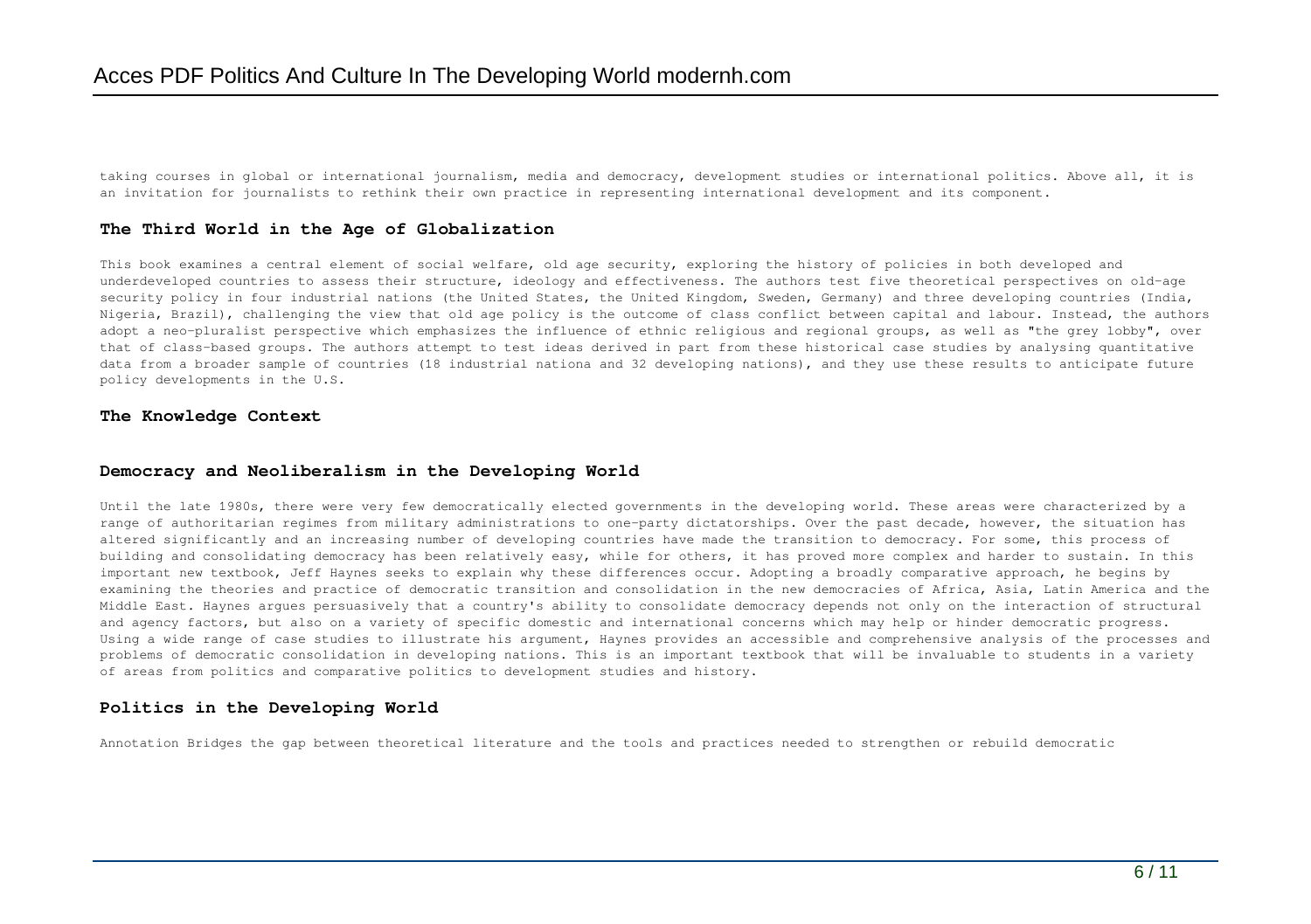taking courses in global or international journalism, media and democracy, development studies or international politics. Above all, it is an invitation for journalists to rethink their own practice in representing international development and its component.

### The Third World in the Age of Globalization

This book examines a central element of social welfare, old age security, exploring the history of policies in both developed and underdeveloped countries to assess their structure, ideology and effectiveness. The authors test five theoretical perspectives on old-age security policy in four industrial nations (the United States, the United Kingdom, Sweden, Germany) and three developing countries (India, Nigeria, Brazil), challenging the view that old age policy is the outcome of class conflict between capital and labour. Instead, the authors adopt a neo-pluralist perspective which emphasizes the influence of ethnic religious and regional groups, as well as "the grey lobby", over that of class-based groups. The authors attempt to test ideas derived in part from these historical case studies by analysing quantitative data from a broader sample of countries (18 industrial nationa and 32 developing nations), and they use these results to anticipate future policy developments in the U.S.

### The Knowledge Context

### Democracy and Neoliberalism in the Developing World

Until the late 1980s, there were very few democratically elected governments in the developing world. These areas were characterized by a range of authoritarian regimes from military administrations to one-party dictatorships. Over the past decade, however, the situation has altered significantly and an increasing number of developing countries have made the transition to democracy. For some, this process of building and consolidating democracy has been relatively easy, while for others, it has proved more complex and harder to sustain. In this important new textbook, Jeff Haynes seeks to explain why these differences occur. Adopting a broadly comparative approach, he begins by examining the theories and practice of democratic transition and consolidation in the new democracies of Africa, Asia, Latin America and the Middle East. Haynes argues persuasively that a country's ability to consolidate democracy depends not only on the interaction of structural and agency factors, but also on a variety of specific domestic and international concerns which may help or hinder democratic progress. Using a wide range of case studies to illustrate his argument, Haynes provides an accessible and comprehensive analysis of the processes and problems of democratic consolidation in developing nations. This is an important textbook that will be invaluable to students in a variety of areas from politics and comparative politics to development studies and history.

### Politics in the Developing World

Annotation Bridges the gap between theoretical literature and the tools and practices needed to strengthen or rebuild democratic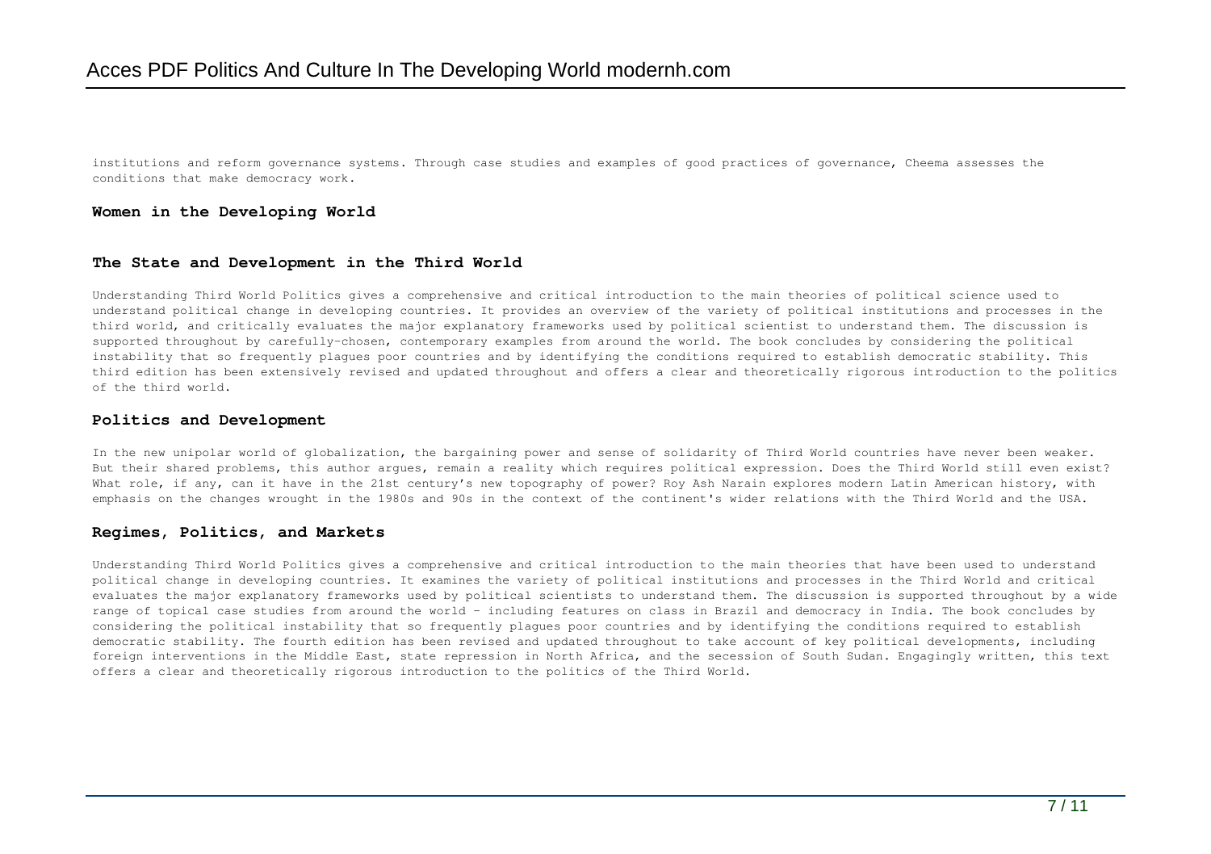institutions and reform governance systems. Through case studies and examples of good practices of governance, Cheema assesses the conditions that make democracy work.

## Women in the Developing World

## The State and Development in the Third World

Understanding Third World Politics gives a comprehensive and critical introduction to the main theories of political science used to understand political change in developing countries. It provides an overview of the variety of political institutions and processes in the third world, and critically evaluates the major explanatory frameworks used by political scientist to understand them. The discussion is supported throughout by carefully-chosen, contemporary examples from around the world. The book concludes by considering the political instability that so frequently plagues poor countries and by identifying the conditions required to establish democratic stability. This third edition has been extensively revised and updated throughout and offers a clear and theoretically rigorous introduction to the politics of the third world.

## Politics and Development

In the new unipolar world of globalization, the bargaining power and sense of solidarity of Third World countries have never been weaker. But their shared problems, this author argues, remain a reality which requires political expression. Does the Third World still even exist? What role, if any, can it have in the 21st century's new topography of power? Roy Ash Narain explores modern Latin American history, with emphasis on the changes wrought in the 1980s and 90s in the context of the continent's wider relations with the Third World and the USA.

## Regimes, Politics, and Markets

Understanding Third World Politics gives a comprehensive and critical introduction to the main theories that have been used to understand political change in developing countries. It examines the variety of political institutions and processes in the Third World and critical evaluates the major explanatory frameworks used by political scientists to understand them. The discussion is supported throughout by a wide range of topical case studies from around the world - including features on class in Brazil and democracy in India. The book concludes by considering the political instability that so frequently plagues poor countries and by identifying the conditions required to establish democratic stability. The fourth edition has been revised and updated throughout to take account of key political developments, including foreign interventions in the Middle East, state repression in North Africa, and the secession of South Sudan. Engagingly written, this text offers a clear and theoretically rigorous introduction to the politics of the Third World.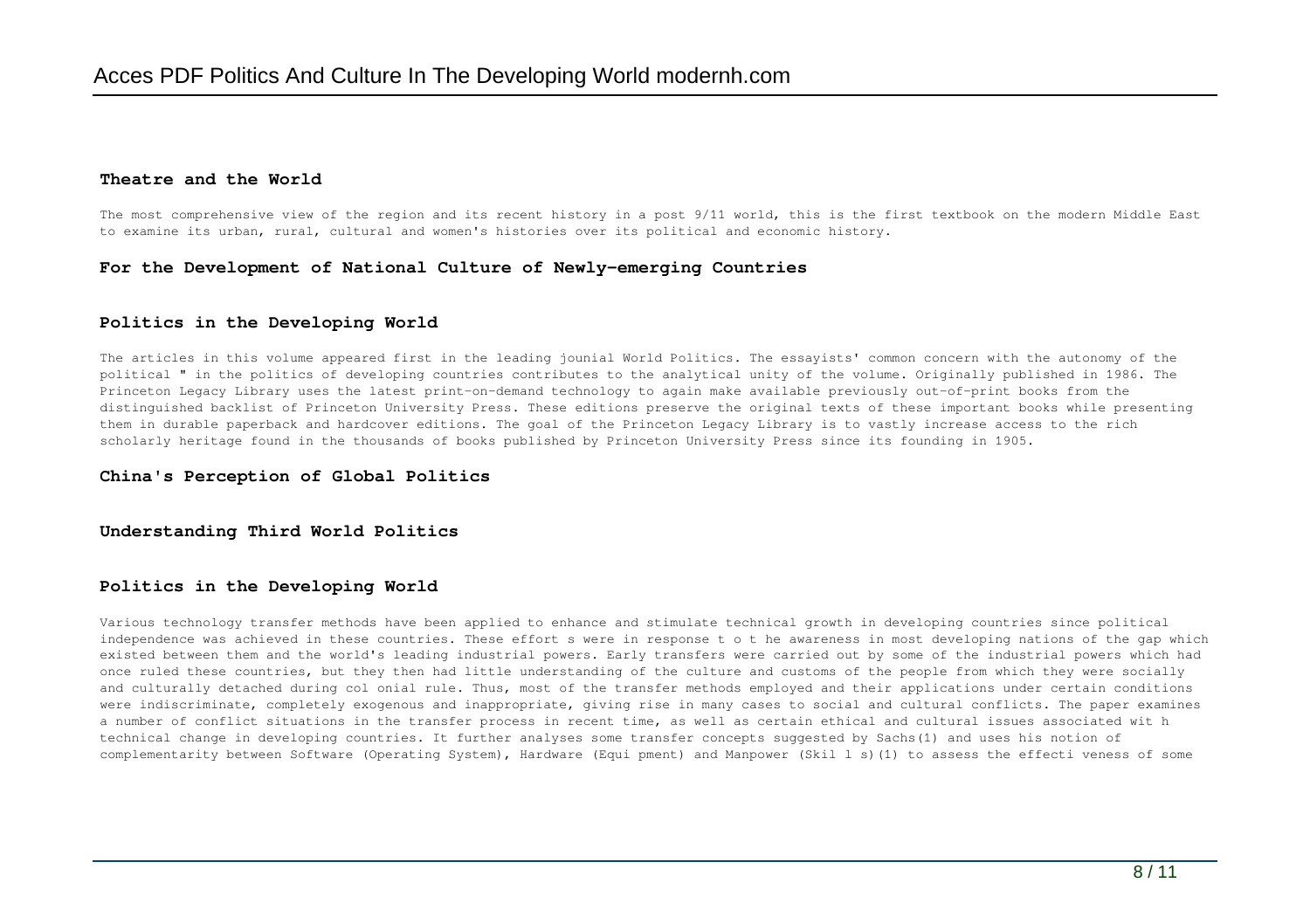### Theatre and the World

The most comprehensive view of the region and its recent history in a post 9/11 world, this is the first textbook on the modern Middle East to examine its urban, rural, cultural and women's histories over its political and economic history.

### For the Development of National Culture of Newly-emerging Countries

### Politics in the Developing World

The articles in this volume appeared first in the leading jounial World Politics. The essayists' common concern with the autonomy of the political " in the politics of developing countries contributes to the analytical unity of the volume. Originally published in 1986. The Princeton Legacy Library uses the latest print-on-demand technology to again make available previously out-of-print books from the distinguished backlist of Princeton University Press. These editions preserve the original texts of these important books while presenting them in durable paperback and hardcover editions. The goal of the Princeton Legacy Library is to vastly increase access to the rich scholarly heritage found in the thousands of books published by Princeton University Press since its founding in 1905.

### China's Perception of Global Politics

### Understanding Third World Politics

### Politics in the Developing World

Various technology transfer methods have been applied to enhance and stimulate technical growth in developing countries since political independence was achieved in these countries. These effort s were in response t o t he awareness in most developing nations of the gap which existed between them and the world's leading industrial powers. Early transfers were carried out by some of the industrial powers which had once ruled these countries, but they then had little understanding of the culture and customs of the people from which they were socially and culturally detached during col onial rule. Thus, most of the transfer methods employed and their applications under certain conditions were indiscriminate, completely exogenous and inappropriate, giving rise in many cases to social and cultural conflicts. The paper examines a number of conflict situations in the transfer process in recent time, as well as certain ethical and cultural issues associated wit h technical change in developing countries. It further analyses some transfer concepts suggested by Sachs(1) and uses his notion of complementarity between Software (Operating System), Hardware (Equi pment) and Manpower (Skil l s)(1) to assess the effecti veness of some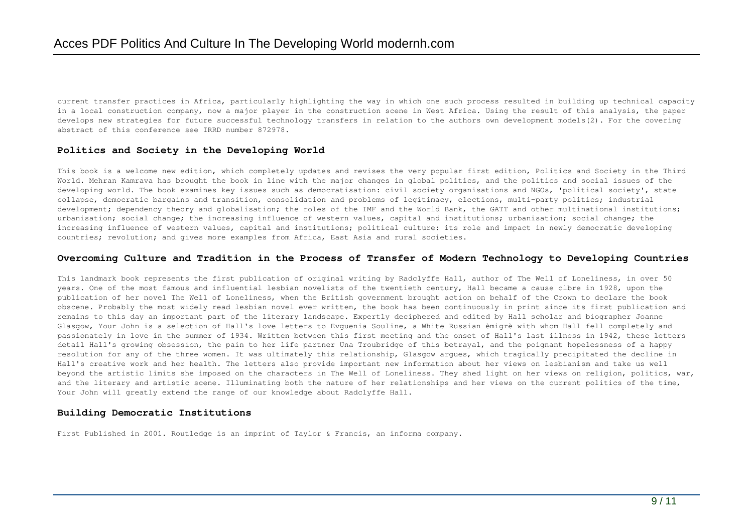current transfer practices in Africa, particularly highlighting the way in which one such process resulted in building up technical capacity in a local construction company, now a major player in the construction scene in West Africa. Using the result of this analysis, the paper develops new strategies for future successful technology transfers in relation to the authors own development models(2). For the covering abstract of this conference see IRRD number 872978.

## Politics and Society in the Developing World

This book is a welcome new edition, which completely updates and revises the very popular first edition, Politics and Society in the Third World. Mehran Kamrava has brought the book in line with the major changes in global politics, and the politics and social issues of the developing world. The book examines key issues such as democratisation: civil society organisations and NGOs, 'political society', state collapse, democratic bargains and transition, consolidation and problems of legitimacy, elections, multi-party politics; industrial development; dependency theory and globalisation; the roles of the IMF and the World Bank, the GATT and other multinational institutions; urbanisation; social change; the increasing influence of western values, capital and institutions; urbanisation; social change; the increasing influence of western values, capital and institutions; political culture: its role and impact in newly democratic developing countries; revolution; and gives more examples from Africa, East Asia and rural societies.

## Overcoming Culture and Tradition in the Process of Transfer of Modern Technology to Developing Countries

This landmark book represents the first publication of original writing by Radclyffe Hall, author of The Well of Loneliness, in over 50 years. One of the most famous and influential lesbian novelists of the twentieth century, Hall became a cause clbre in 1928, upon the publication of her novel The Well of Loneliness, when the British government brought action on behalf of the Crown to declare the book obscene. Probably the most widely read lesbian novel ever written, the book has been continuously in print since its first publication and remains to this day an important part of the literary landscape. Expertly deciphered and edited by Hall scholar and biographer Joanne Glasgow, Your John is a selection of Hall's love letters to Evguenia Souline, a White Russian èmigrè with whom Hall fell completely and passionately in love in the summer of 1934. Written between this first meeting and the onset of Hall's last illness in 1942, these letters detail Hall's growing obsession, the pain to her life partner Una Troubridge of this betrayal, and the poignant hopelessness of a happy resolution for any of the three women. It was ultimately this relationship, Glasgow argues, which tragically precipitated the decline in Hall's creative work and her health. The letters also provide important new information about her views on lesbianism and take us well beyond the artistic limits she imposed on the characters in The Well of Loneliness. They shed light on her views on religion, politics, war, and the literary and artistic scene. Illuminating both the nature of her relationships and her views on the current politics of the time, Your John will greatly extend the range of our knowledge about Radclyffe Hall.

## Building Democratic Institutions

First Published in 2001. Routledge is an imprint of Taylor & Francis, an informa company.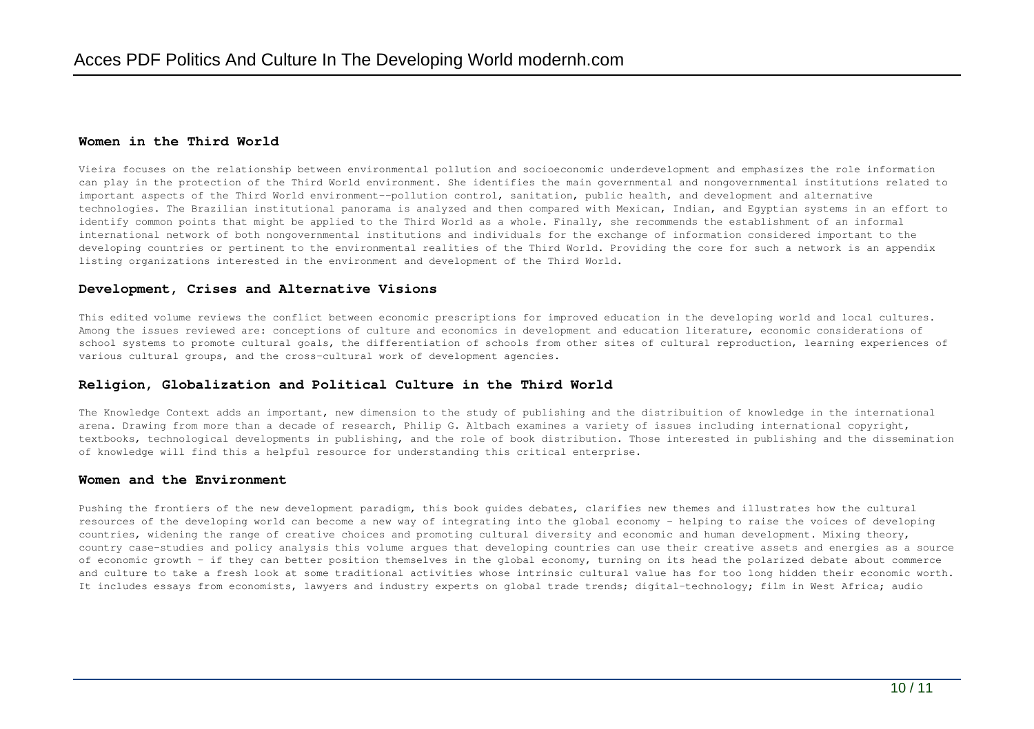## Women in the Third World

Vieira focuses on the relationship between environmental pollution and socioeconomic underdevelopment and emphasizes the role information can play in the protection of the Third World environment. She identifies the main governmental and nongovernmental institutions related to important aspects of the Third World environment--pollution control, sanitation, public health, and development and alternative technologies. The Brazilian institutional panorama is analyzed and then compared with Mexican, Indian, and Egyptian systems in an effort to identify common points that might be applied to the Third World as a whole. Finally, she recommends the establishment of an informal international network of both nongovernmental institutions and individuals for the exchange of information considered important to the developing countries or pertinent to the environmental realities of the Third World. Providing the core for such a network is an appendix listing organizations interested in the environment and development of the Third World.

## Development, Crises and Alternative Visions

This edited volume reviews the conflict between economic prescriptions for improved education in the developing world and local cultures. Among the issues reviewed are: conceptions of culture and economics in development and education literature, economic considerations of school systems to promote cultural goals, the differentiation of schools from other sites of cultural reproduction, learning experiences of various cultural groups, and the cross-cultural work of development agencies.

## Religion, Globalization and Political Culture in the Third World

The Knowledge Context adds an important, new dimension to the study of publishing and the distribuition of knowledge in the international arena. Drawing from more than a decade of research, Philip G. Altbach examines a variety of issues including international copyright, textbooks, technological developments in publishing, and the role of book distribution. Those interested in publishing and the dissemination of knowledge will find this a helpful resource for understanding this critical enterprise.

## Women and the Environment

Pushing the frontiers of the new development paradigm, this book guides debates, clarifies new themes and illustrates how the cultural resources of the developing world can become a new way of integrating into the global economy - helping to raise the voices of developing countries, widening the range of creative choices and promoting cultural diversity and economic and human development. Mixing theory, country case-studies and policy analysis this volume argues that developing countries can use their creative assets and energies as a source of economic growth - if they can better position themselves in the global economy, turning on its head the polarized debate about commerce and culture to take a fresh look at some traditional activities whose intrinsic cultural value has for too long hidden their economic worth. It includes essays from economists, lawyers and industry experts on global trade trends; digital-technology; film in West Africa; audio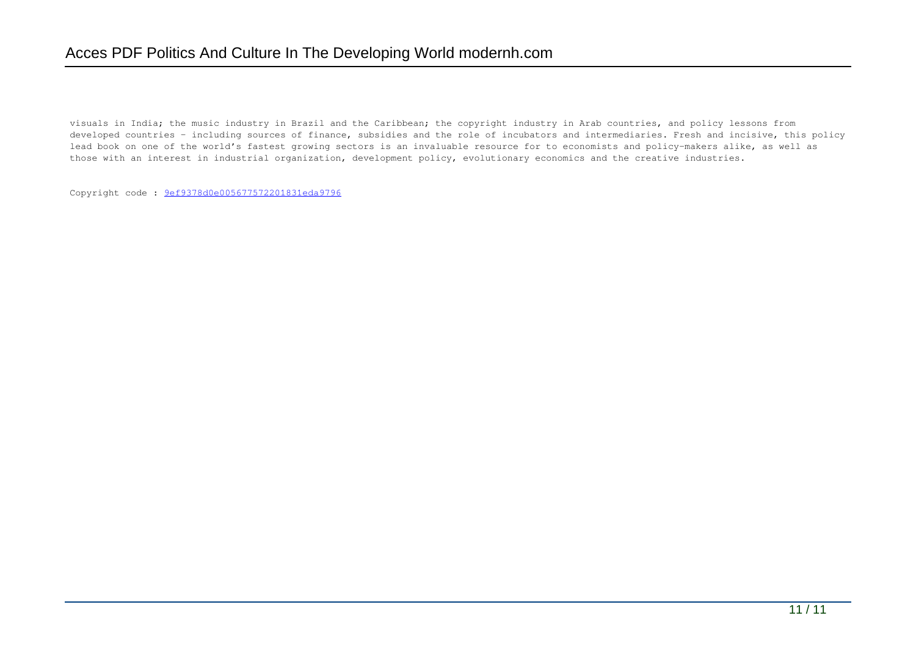visuals in India; the music industry in Brazil and the Caribbean; the copyright industry in Arab countries, and policy lessons from developed countries – including sources of finance, subsidies and the role of incubators and intermediaries. Fresh and incisive, this policy lead book on one of the world's fastest growing sectors is an invaluable resource for to economists and policy-makers alike, as well as those with an interest in industrial organization, development policy, evolutionary economics and the creative industries.

Copyright code : 9ef9378d0e005677572201831eda9796